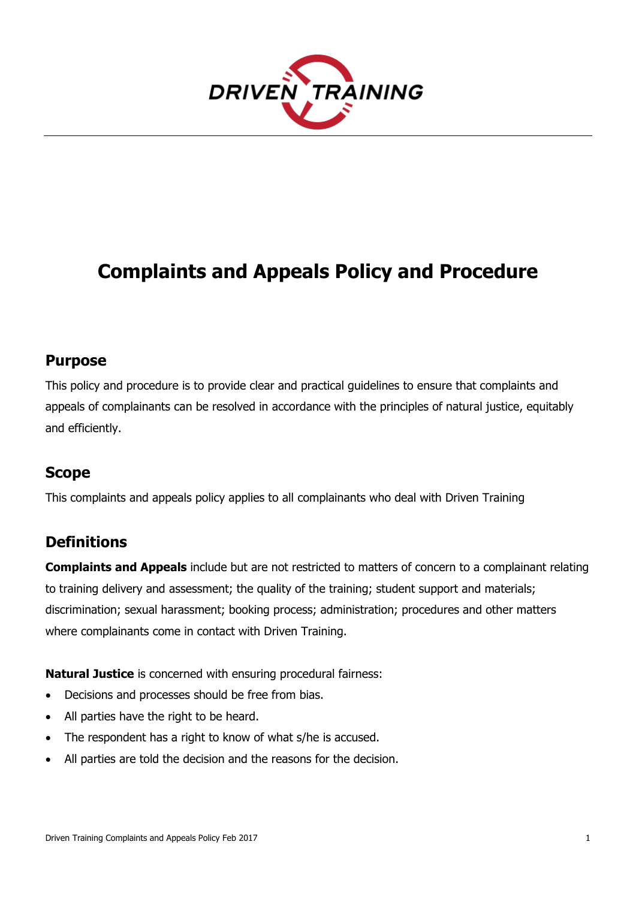# Complaints and Appeals Policy and Procedure

## Purpose

This policy and procedure is to provide clear and practical guidelines to ensure that complaints and appeals of complainants can be resolved in accordance with the principles of natural justice, equitably and efficiently.

## Scope

This complaints and appeals policy applies to all complainants who deal with Driven Training

## Definitions

**Complaints and Appeals** include but are not restricted to matters of concern to a complainant relating to training delivery and assessment; the quality of the training; student support and materials; discrimination; sexual harassment; booking process; administration; procedures and other matters where complainants come in contact with Driven Training.

**Natural Justice** is concerned with ensuring procedural fairness:

- Decisions and processes should be free from bias.
- All parties have the right to be heard.
- The respondent has a right to know of what s/he is accused.
- All parties are told the decision and the reasons for the decision.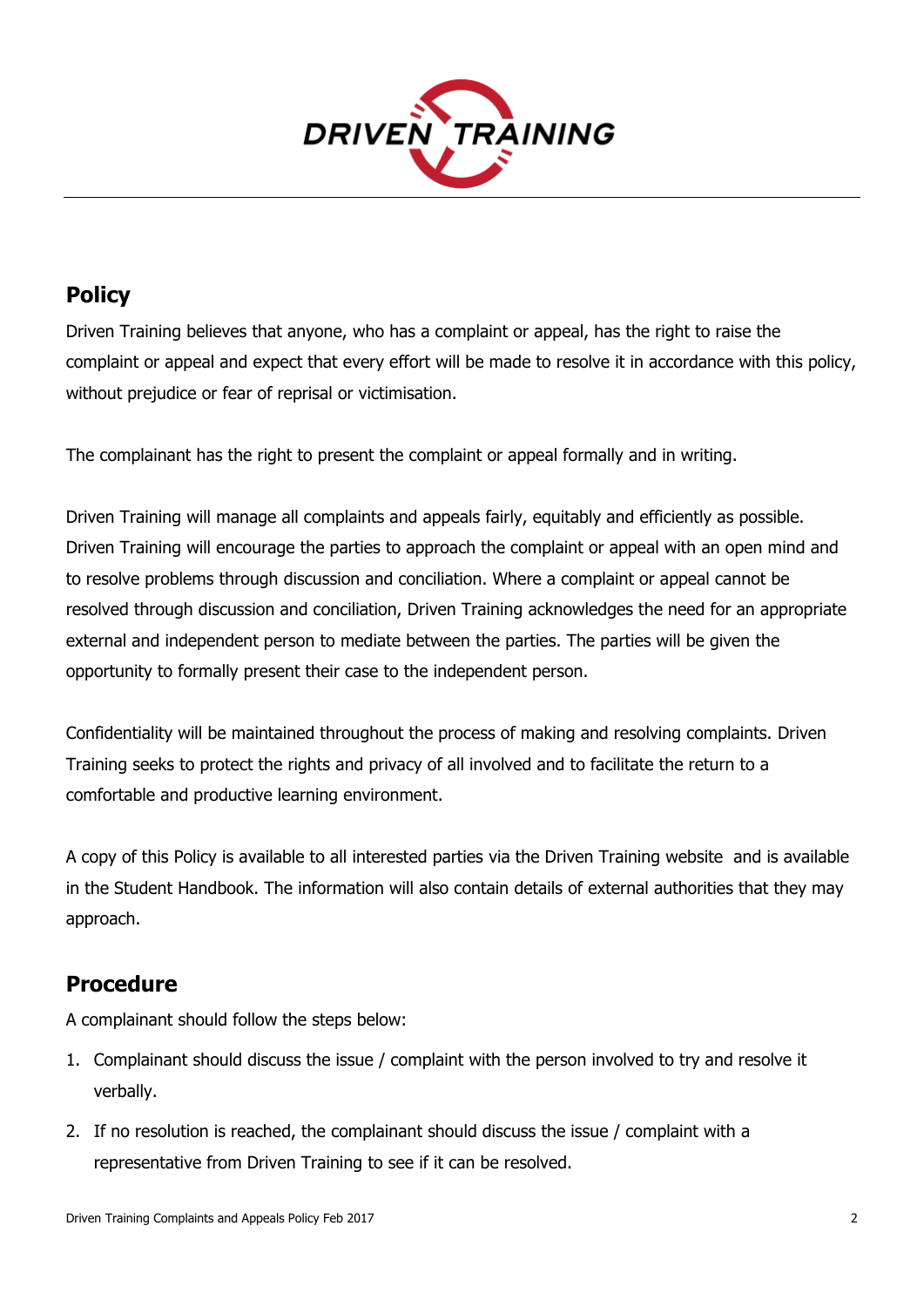## Policy

Driven Training believes that anyone, who has a complaint or appeal, has the right to raise the complaint or appeal and expect that every effort will be made to resolve it in accordance with this policy, without prejudice or fear of reprisal or victimisation.

The complainant has the right to present the complaint or appeal formally and in writing.

Driven Training will manage all complaints and appeals fairly, equitably and efficiently as possible. Driven Training will encourage the parties to approach the complaint or appeal with an open mind and to resolve problems through discussion and conciliation. Where a complaint or appeal cannot be resolved through discussion and conciliation, Driven Training acknowledges the need for an appropriate external and independent person to mediate between the parties. The parties will be given the opportunity to formally present their case to the independent person.

Confidentiality will be maintained throughout the process of making and resolving complaints. Driven Training seeks to protect the rights and privacy of all involved and to facilitate the return to a comfortable and productive learning environment.

A copy of this Policy is available to all interested parties via the Driven Training website and is available in the Student Handbook. The information will also contain details of external authorities that they may approach.

## Procedure

A complainant should follow the steps below:

1. Complainant should discuss the issue / complaint with the person involved to try and resolve it verbally.
2. If no resolution is reached, the complainant should discuss the issue / complaint with a representative from Driven Training to see if it can be resolved.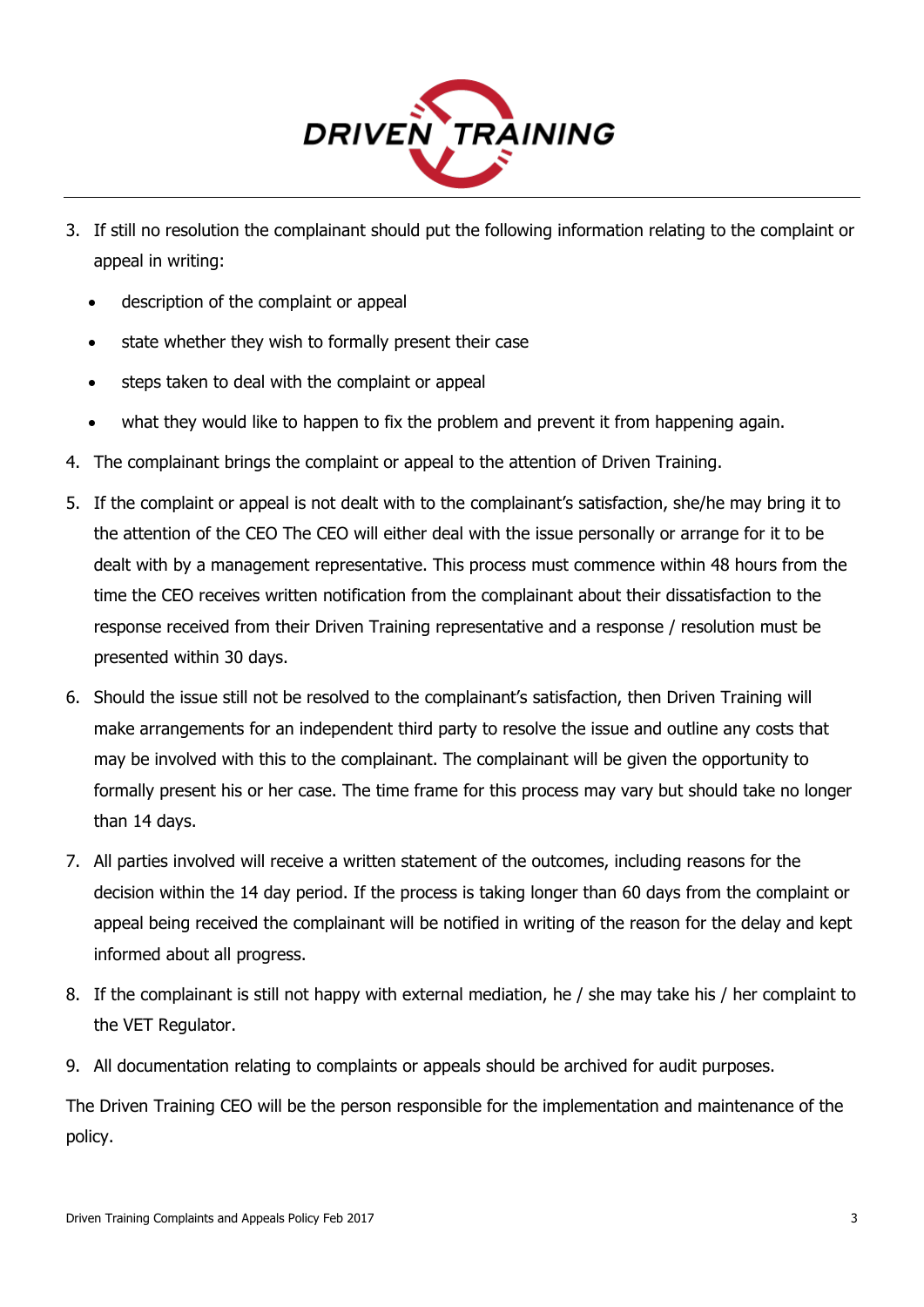3. If still no resolution the complainant should put the following information relating to the complaint or appeal in writing:
   - description of the complaint or appeal
   - state whether they wish to formally present their case
   - steps taken to deal with the complaint or appeal
   - what they would like to happen to fix the problem and prevent it from happening again.
4. The complainant brings the complaint or appeal to the attention of Driven Training.
5. If the complaint or appeal is not dealt with to the complainant's satisfaction, she/he may bring it to the attention of the CEO The CEO will either deal with the issue personally or arrange for it to be dealt with by a management representative. This process must commence within 48 hours from the time the CEO receives written notification from the complainant about their dissatisfaction to the response received from their Driven Training representative and a response / resolution must be presented within 30 days.
6. Should the issue still not be resolved to the complainant's satisfaction, then Driven Training will make arrangements for an independent third party to resolve the issue and outline any costs that may be involved with this to the complainant. The complainant will be given the opportunity to formally present his or her case. The time frame for this process may vary but should take no longer than 14 days.
7. All parties involved will receive a written statement of the outcomes, including reasons for the decision within the 14 day period. If the process is taking longer than 60 days from the complaint or appeal being received the complainant will be notified in writing of the reason for the delay and kept informed about all progress.
8. If the complainant is still not happy with external mediation, he / she may take his / her complaint to the VET Regulator.
9. All documentation relating to complaints or appeals should be archived for audit purposes.

The Driven Training CEO will be the person responsible for the implementation and maintenance of the policy.